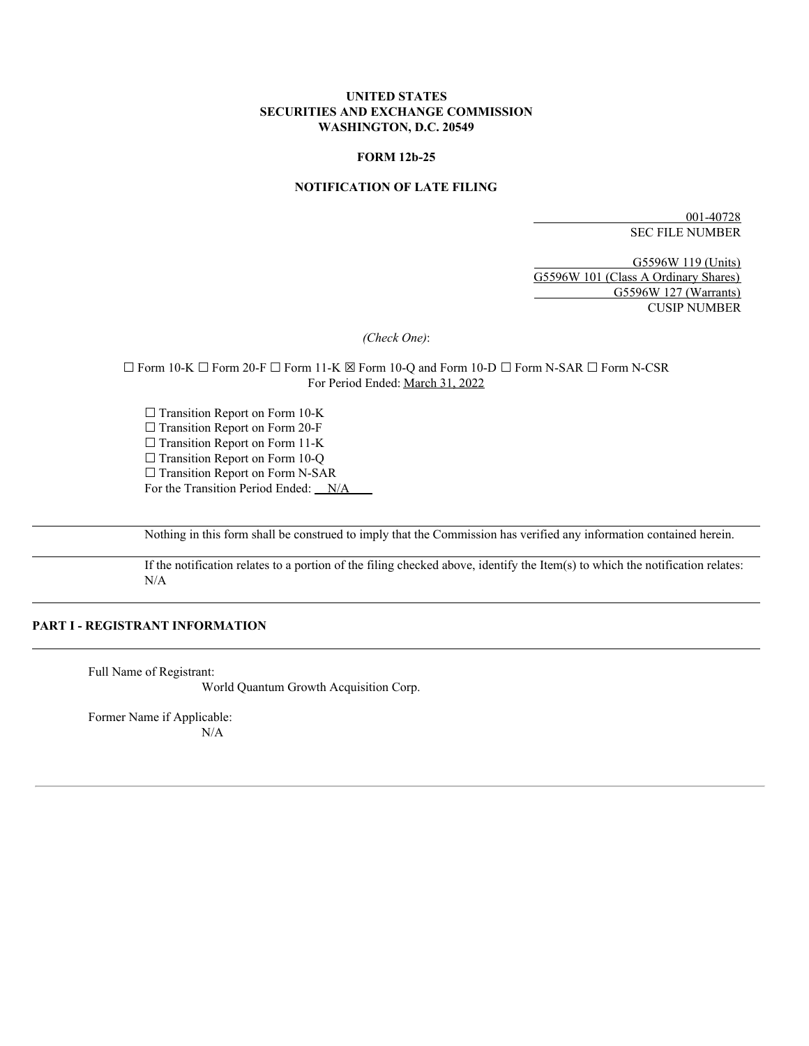**UNITED STATES**
**SECURITIES AND EXCHANGE COMMISSION**
**WASHINGTON, D.C. 20549**

**FORM 12b-25**

**NOTIFICATION OF LATE FILING**

001-40728
SEC FILE NUMBER

G5596W 119 (Units)
G5596W 101 (Class A Ordinary Shares)
G5596W 127 (Warrants)
CUSIP NUMBER

*(Check One)*:

☐ Form 10-K ☐ Form 20-F ☐ Form 11-K ☒ Form 10-Q and Form 10-D ☐ Form N-SAR ☐ Form N-CSR
For Period Ended: March 31, 2022

☐ Transition Report on Form 10-K
☐ Transition Report on Form 20-F
☐ Transition Report on Form 11-K
☐ Transition Report on Form 10-Q
☐ Transition Report on Form N-SAR
For the Transition Period Ended: N/A

---

Nothing in this form shall be construed to imply that the Commission has verified any information contained herein.

---

If the notification relates to a portion of the filing checked above, identify the Item(s) to which the notification relates: N/A

---

## PART I - REGISTRANT INFORMATION

---

Full Name of Registrant:
World Quantum Growth Acquisition Corp.

Former Name if Applicable:
N/A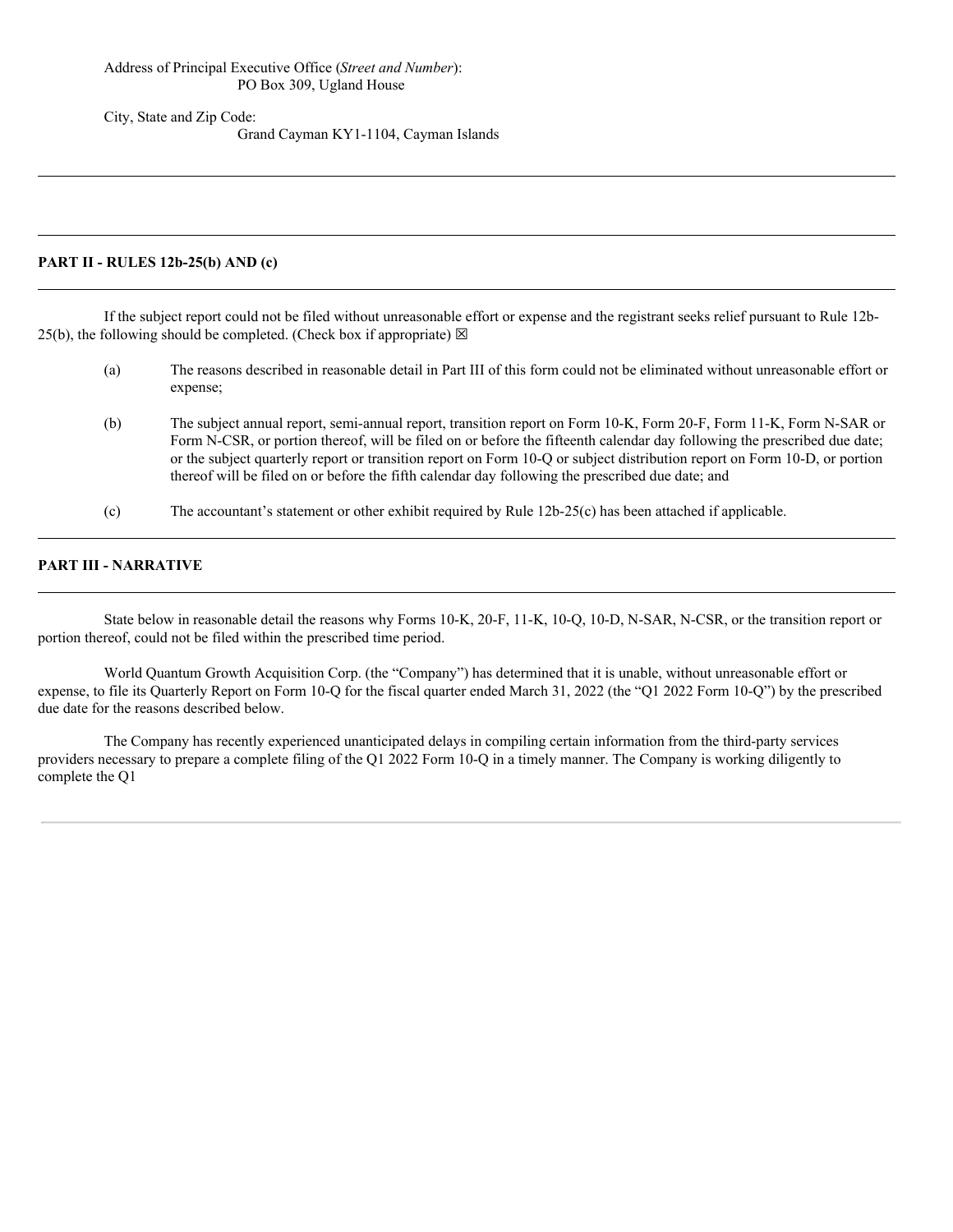Address of Principal Executive Office (*Street and Number*):
PO Box 309, Ugland House

City, State and Zip Code:
Grand Cayman KY1-1104, Cayman Islands

---

---

**PART II - RULES 12b-25(b) AND (c)**

---

If the subject report could not be filed without unreasonable effort or expense and the registrant seeks relief pursuant to Rule 12b-25(b), the following should be completed. (Check box if appropriate) ☒

(a) The reasons described in reasonable detail in Part III of this form could not be eliminated without unreasonable effort or expense;

(b) The subject annual report, semi-annual report, transition report on Form 10-K, Form 20-F, Form 11-K, Form N-SAR or Form N-CSR, or portion thereof, will be filed on or before the fifteenth calendar day following the prescribed due date; or the subject quarterly report or transition report on Form 10-Q or subject distribution report on Form 10-D, or portion thereof will be filed on or before the fifth calendar day following the prescribed due date; and

(c) The accountant's statement or other exhibit required by Rule 12b-25(c) has been attached if applicable.

---

**PART III - NARRATIVE**

---

State below in reasonable detail the reasons why Forms 10-K, 20-F, 11-K, 10-Q, 10-D, N-SAR, N-CSR, or the transition report or portion thereof, could not be filed within the prescribed time period.

World Quantum Growth Acquisition Corp. (the "Company") has determined that it is unable, without unreasonable effort or expense, to file its Quarterly Report on Form 10-Q for the fiscal quarter ended March 31, 2022 (the "Q1 2022 Form 10-Q") by the prescribed due date for the reasons described below.

The Company has recently experienced unanticipated delays in compiling certain information from the third-party services providers necessary to prepare a complete filing of the Q1 2022 Form 10-Q in a timely manner. The Company is working diligently to complete the Q1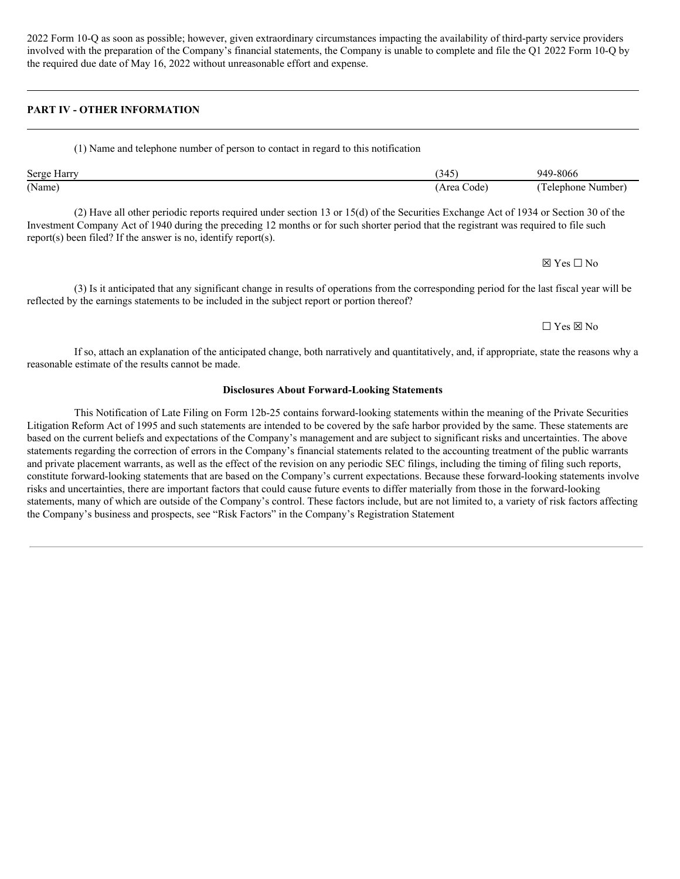2022 Form 10-Q as soon as possible; however, given extraordinary circumstances impacting the availability of third-party service providers involved with the preparation of the Company's financial statements, the Company is unable to complete and file the Q1 2022 Form 10-Q by the required due date of May 16, 2022 without unreasonable effort and expense.

---

**PART IV - OTHER INFORMATION**

---

(1) Name and telephone number of person to contact in regard to this notification

| Serge Harry | (345) | 949-8066 |
|---|---|---|
| (Name) | (Area Code) | (Telephone Number) |

(2) Have all other periodic reports required under section 13 or 15(d) of the Securities Exchange Act of 1934 or Section 30 of the Investment Company Act of 1940 during the preceding 12 months or for such shorter period that the registrant was required to file such report(s) been filed? If the answer is no, identify report(s).

☒ Yes ☐ No

(3) Is it anticipated that any significant change in results of operations from the corresponding period for the last fiscal year will be reflected by the earnings statements to be included in the subject report or portion thereof?

☐ Yes ☒ No

If so, attach an explanation of the anticipated change, both narratively and quantitatively, and, if appropriate, state the reasons why a reasonable estimate of the results cannot be made.

**Disclosures About Forward-Looking Statements**

This Notification of Late Filing on Form 12b-25 contains forward-looking statements within the meaning of the Private Securities Litigation Reform Act of 1995 and such statements are intended to be covered by the safe harbor provided by the same. These statements are based on the current beliefs and expectations of the Company's management and are subject to significant risks and uncertainties. The above statements regarding the correction of errors in the Company's financial statements related to the accounting treatment of the public warrants and private placement warrants, as well as the effect of the revision on any periodic SEC filings, including the timing of filing such reports, constitute forward-looking statements that are based on the Company's current expectations. Because these forward-looking statements involve risks and uncertainties, there are important factors that could cause future events to differ materially from those in the forward-looking statements, many of which are outside of the Company's control. These factors include, but are not limited to, a variety of risk factors affecting the Company's business and prospects, see "Risk Factors" in the Company's Registration Statement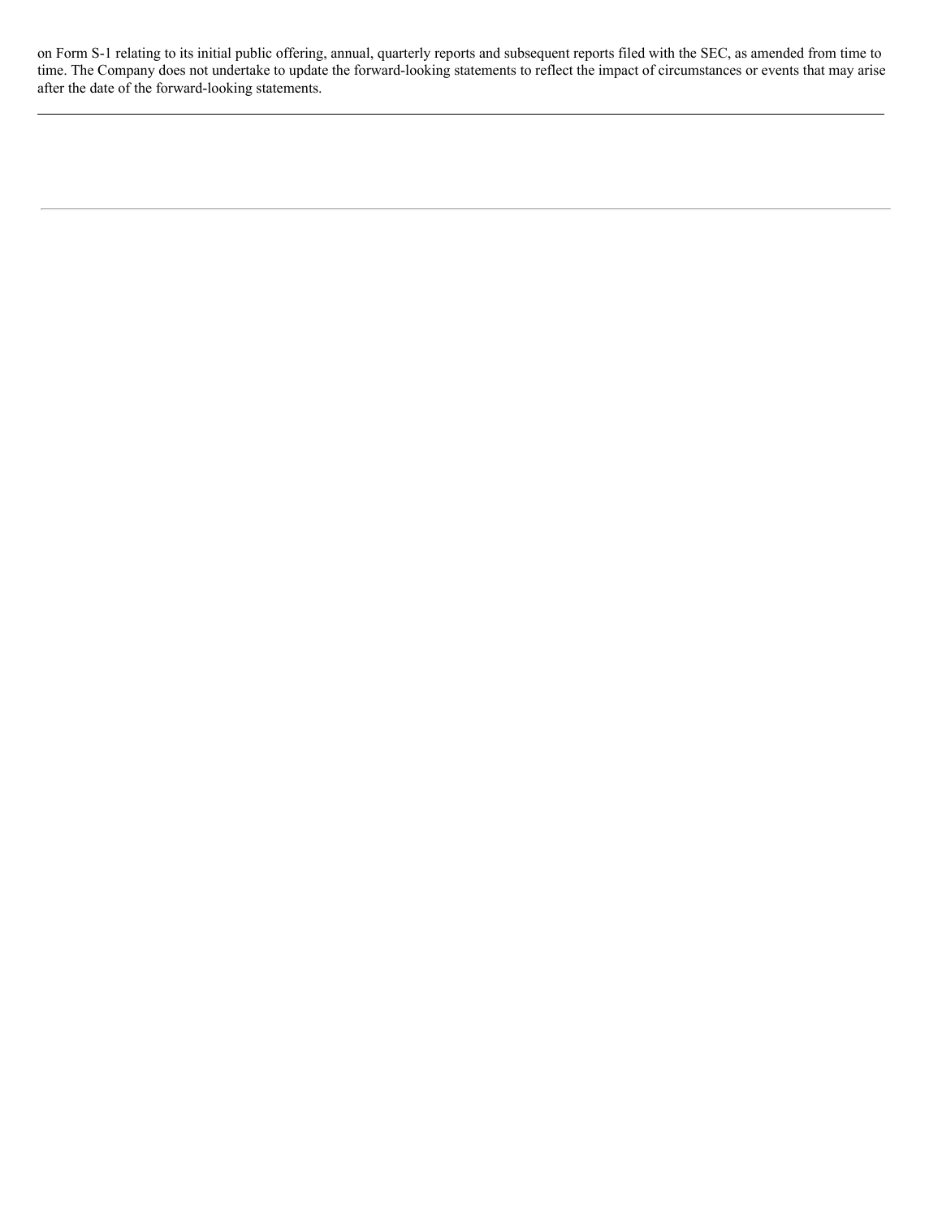on Form S-1 relating to its initial public offering, annual, quarterly reports and subsequent reports filed with the SEC, as amended from time to time. The Company does not undertake to update the forward-looking statements to reflect the impact of circumstances or events that may arise after the date of the forward-looking statements.

---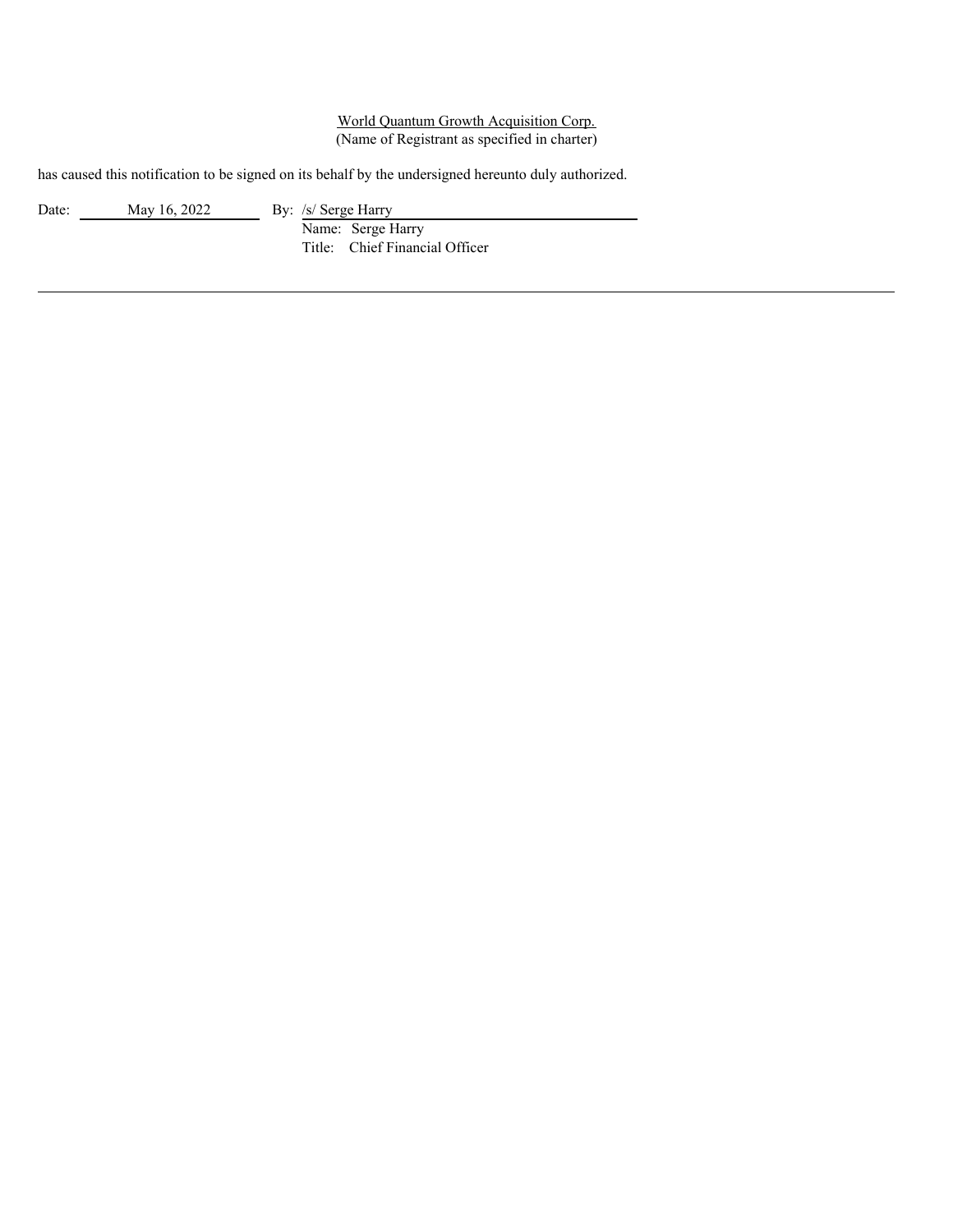World Quantum Growth Acquisition Corp.
(Name of Registrant as specified in charter)

has caused this notification to be signed on its behalf by the undersigned hereunto duly authorized.

Date: May 16, 2022 By: /s/ Serge Harry
Name: Serge Harry
Title: Chief Financial Officer